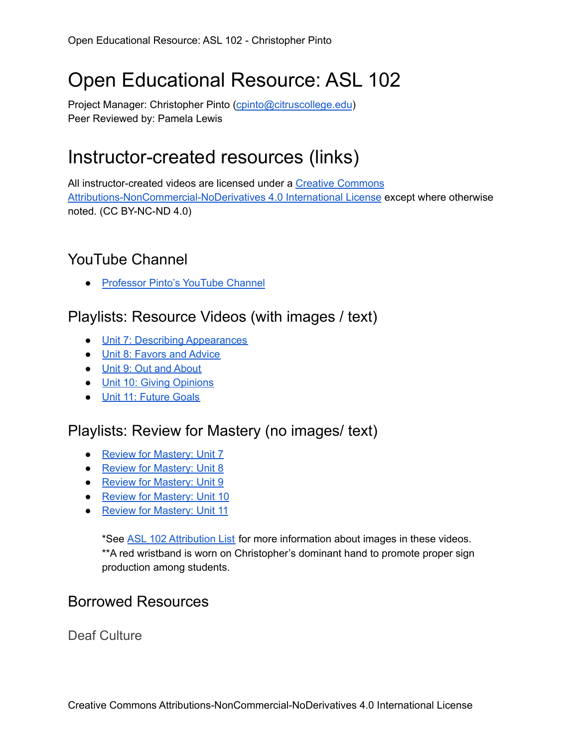# Open Educational Resource: ASL 102

Project Manager: Christopher Pinto (cpinto@citruscollege.edu)
Peer Reviewed by: Pamela Lewis

# Instructor-created resources (links)

All instructor-created videos are licensed under a Creative Commons Attributions-NonCommercial-NoDerivatives 4.0 International License except where otherwise noted. (CC BY-NC-ND 4.0)

## YouTube Channel

- Professor Pinto's YouTube Channel

## Playlists: Resource Videos (with images / text)

- Unit 7: Describing Appearances
- Unit 8: Favors and Advice
- Unit 9: Out and About
- Unit 10: Giving Opinions
- Unit 11: Future Goals

## Playlists: Review for Mastery (no images/ text)

- Review for Mastery: Unit 7
- Review for Mastery: Unit 8
- Review for Mastery: Unit 9
- Review for Mastery: Unit 10
- Review for Mastery: Unit 11

*See ASL 102 Attribution List for more information about images in these videos.
**A red wristband is worn on Christopher's dominant hand to promote proper sign production among students.

## Borrowed Resources

### Deaf Culture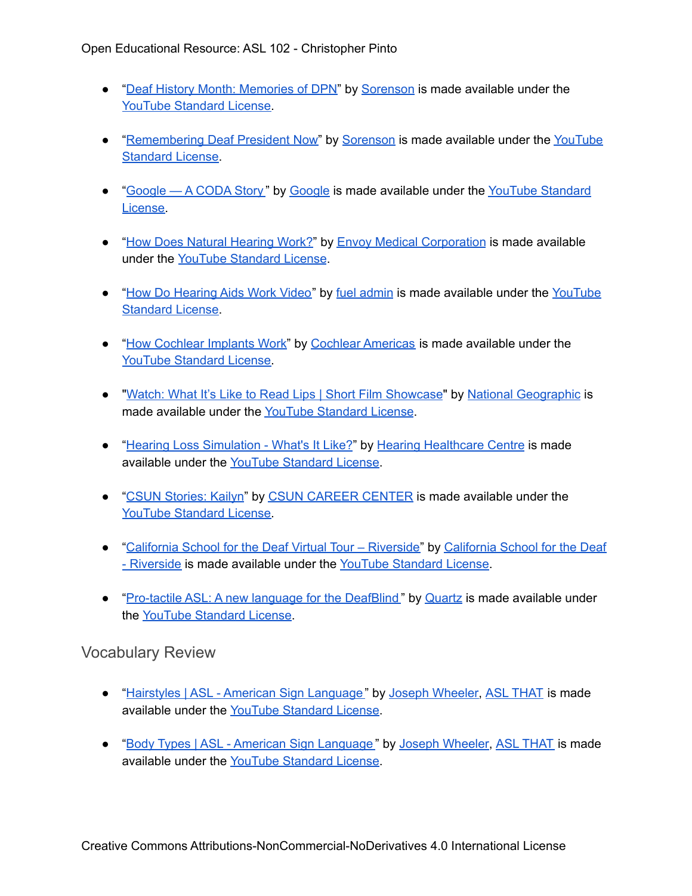- "Deaf History Month: Memories of DPN" by Sorenson is made available under the YouTube Standard License.

- "Remembering Deaf President Now" by Sorenson is made available under the YouTube Standard License.

- "Google — A CODA Story" by Google is made available under the YouTube Standard License.

- "How Does Natural Hearing Work?" by Envoy Medical Corporation is made available under the YouTube Standard License.

- "How Do Hearing Aids Work Video" by fuel admin is made available under the YouTube Standard License.

- "How Cochlear Implants Work" by Cochlear Americas is made available under the YouTube Standard License.

- "Watch: What It's Like to Read Lips | Short Film Showcase" by National Geographic is made available under the YouTube Standard License.

- "Hearing Loss Simulation - What's It Like?" by Hearing Healthcare Centre is made available under the YouTube Standard License.

- "CSUN Stories: Kailyn" by CSUN CAREER CENTER is made available under the YouTube Standard License.

- "California School for the Deaf Virtual Tour – Riverside" by California School for the Deaf - Riverside is made available under the YouTube Standard License.

- "Pro-tactile ASL: A new language for the DeafBlind" by Quartz is made available under the YouTube Standard License.

## Vocabulary Review

- "Hairstyles | ASL - American Sign Language" by Joseph Wheeler, ASL THAT is made available under the YouTube Standard License.

- "Body Types | ASL - American Sign Language" by Joseph Wheeler, ASL THAT is made available under the YouTube Standard License.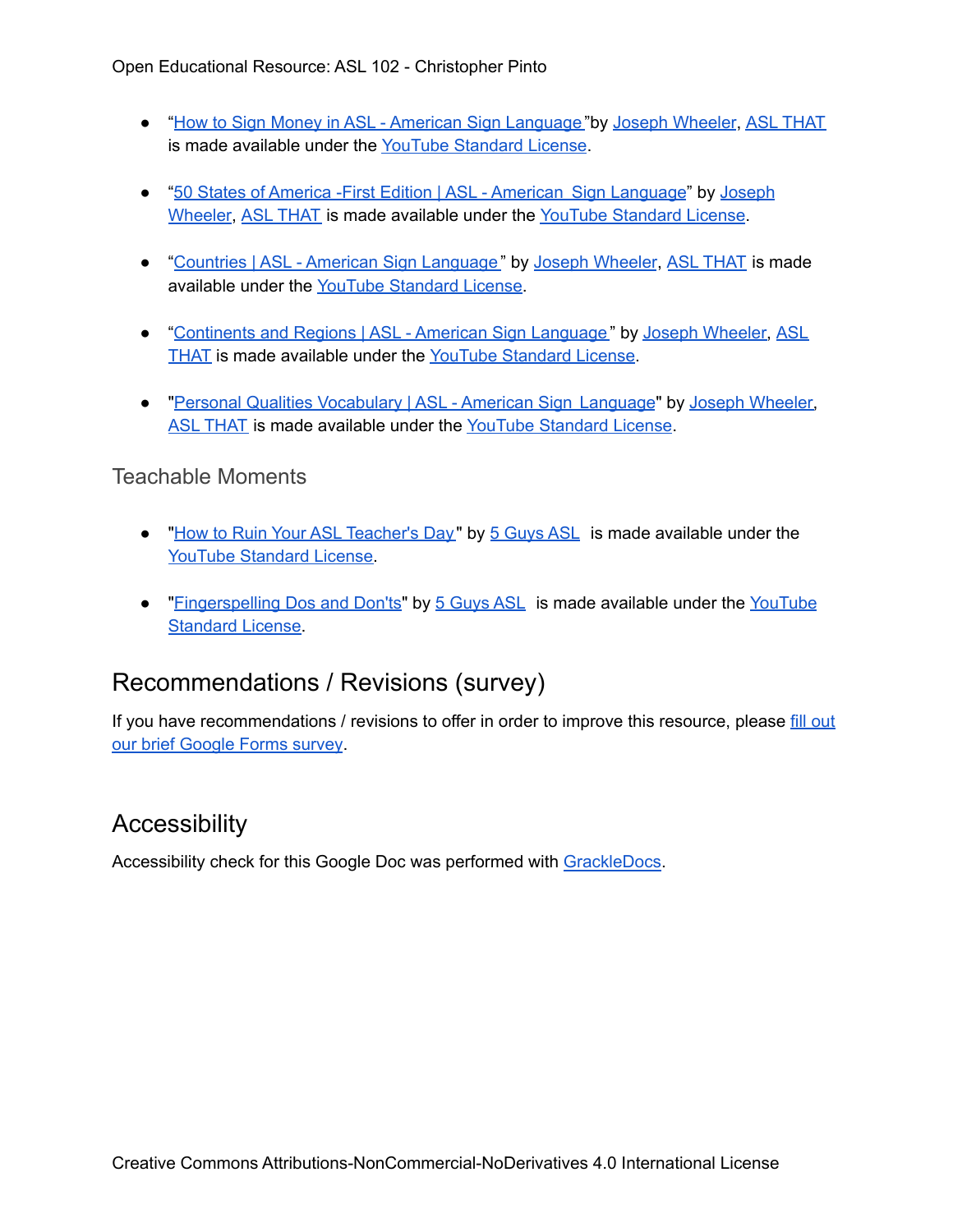- "How to Sign Money in ASL - American Sign Language "by Joseph Wheeler, ASL THAT is made available under the YouTube Standard License.
- "50 States of America -First Edition | ASL - American Sign Language" by Joseph Wheeler, ASL THAT is made available under the YouTube Standard License.
- "Countries | ASL - American Sign Language" by Joseph Wheeler, ASL THAT is made available under the YouTube Standard License.
- "Continents and Regions | ASL - American Sign Language " by Joseph Wheeler, ASL THAT is made available under the YouTube Standard License.
- "Personal Qualities Vocabulary | ASL - American Sign Language" by Joseph Wheeler, ASL THAT is made available under the YouTube Standard License.

### Teachable Moments

- "How to Ruin Your ASL Teacher's Day" by 5 Guys ASL is made available under the YouTube Standard License.
- "Fingerspelling Dos and Don'ts" by 5 Guys ASL is made available under the YouTube Standard License.

## Recommendations / Revisions (survey)

If you have recommendations / revisions to offer in order to improve this resource, please fill out our brief Google Forms survey.

## Accessibility

Accessibility check for this Google Doc was performed with GrackleDocs.